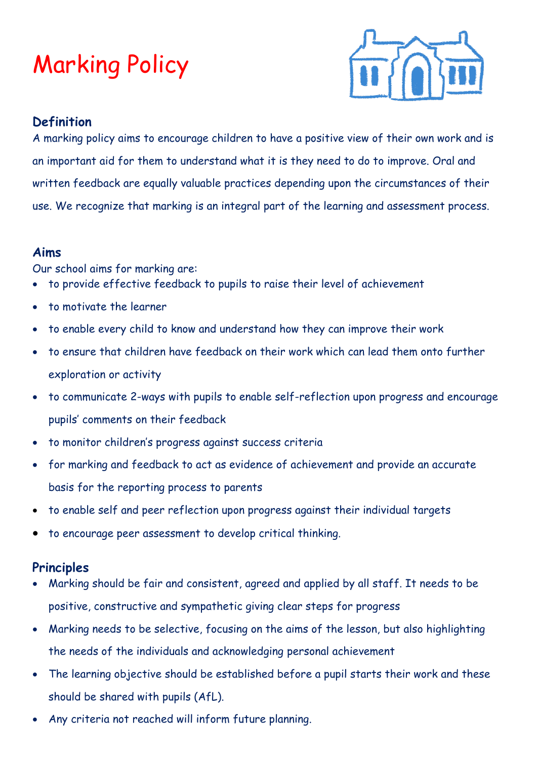# Marking Policy

## Definition

A marking policy aims to encourage children to have a positive view of their own work and is an important aid for them to understand what it is they need to do to improve. Oral and written feedback are equally valuable practices depending upon the circumstances of their use. We recognize that marking is an integral part of the learning and assessment process.

## Aims

Our school aims for marking are:

- to provide effective feedback to pupils to raise their level of achievement
- to motivate the learner
- to enable every child to know and understand how they can improve their work
- to ensure that children have feedback on their work which can lead them onto further exploration or activity
- to communicate 2-ways with pupils to enable self-reflection upon progress and encourage pupils' comments on their feedback
- to monitor children's progress against success criteria
- for marking and feedback to act as evidence of achievement and provide an accurate basis for the reporting process to parents
- to enable self and peer reflection upon progress against their individual targets
- to encourage peer assessment to develop critical thinking.

## Principles

- Marking should be fair and consistent, agreed and applied by all staff. It needs to be positive, constructive and sympathetic giving clear steps for progress
- Marking needs to be selective, focusing on the aims of the lesson, but also highlighting the needs of the individuals and acknowledging personal achievement
- The learning objective should be established before a pupil starts their work and these should be shared with pupils (AfL).
- Any criteria not reached will inform future planning.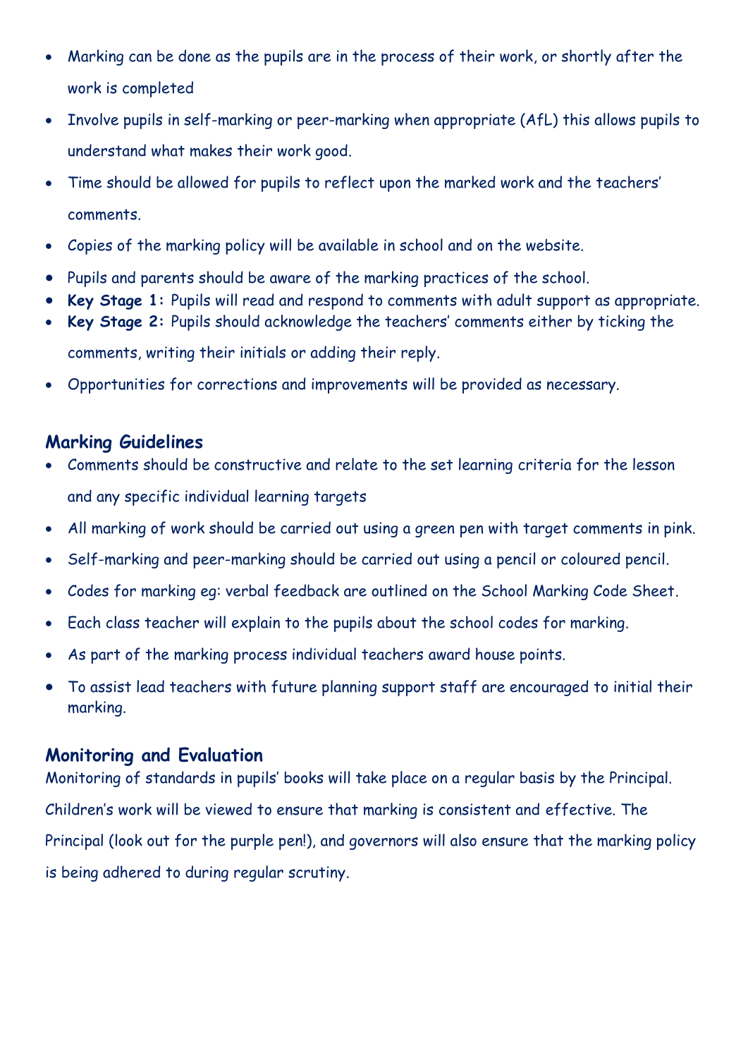- Marking can be done as the pupils are in the process of their work, or shortly after the work is completed
- Involve pupils in self-marking or peer-marking when appropriate (AfL) this allows pupils to understand what makes their work good.
- Time should be allowed for pupils to reflect upon the marked work and the teachers' comments.
- Copies of the marking policy will be available in school and on the website.
- Pupils and parents should be aware of the marking practices of the school.
- **Key Stage 1:** Pupils will read and respond to comments with adult support as appropriate.
- **Key Stage 2:** Pupils should acknowledge the teachers' comments either by ticking the comments, writing their initials or adding their reply.
- Opportunities for corrections and improvements will be provided as necessary.

## Marking Guidelines

- Comments should be constructive and relate to the set learning criteria for the lesson and any specific individual learning targets
- All marking of work should be carried out using a green pen with target comments in pink.
- Self-marking and peer-marking should be carried out using a pencil or coloured pencil.
- Codes for marking eg: verbal feedback are outlined on the School Marking Code Sheet.
- Each class teacher will explain to the pupils about the school codes for marking.
- As part of the marking process individual teachers award house points.
- To assist lead teachers with future planning support staff are encouraged to initial their marking.

## Monitoring and Evaluation

Monitoring of standards in pupils' books will take place on a regular basis by the Principal. Children's work will be viewed to ensure that marking is consistent and effective. The Principal (look out for the purple pen!), and governors will also ensure that the marking policy is being adhered to during regular scrutiny.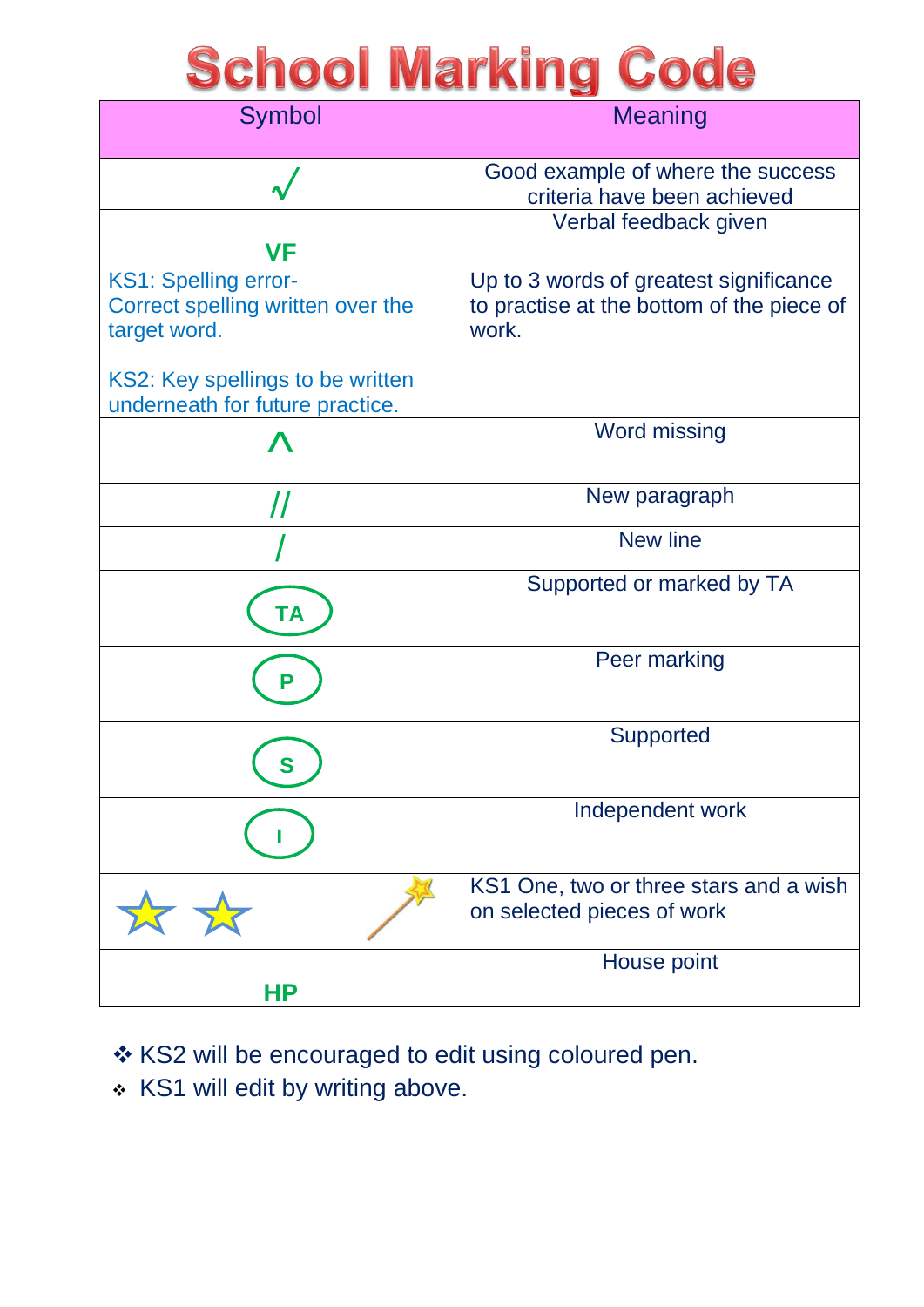# School Marking Code

| Symbol | Meaning |
|---|---|
| √ | Good example of where the success criteria have been achieved |
| VF | Verbal feedback given |
| KS1: Spelling error- Correct spelling written over the target word.<br><br>KS2: Key spellings to be written underneath for future practice. | Up to 3 words of greatest significance to practise at the bottom of the piece of work. |
| Λ | Word missing |
| // | New paragraph |
| / | New line |
| (TA) | Supported or marked by TA |
| (P) | Peer marking |
| (S) | Supported |
| (I) | Independent work |
| ☆ ☆ | KS1 One, two or three stars and a wish on selected pieces of work |
| HP | House point |

- KS2 will be encouraged to edit using coloured pen.
- KS1 will edit by writing above.